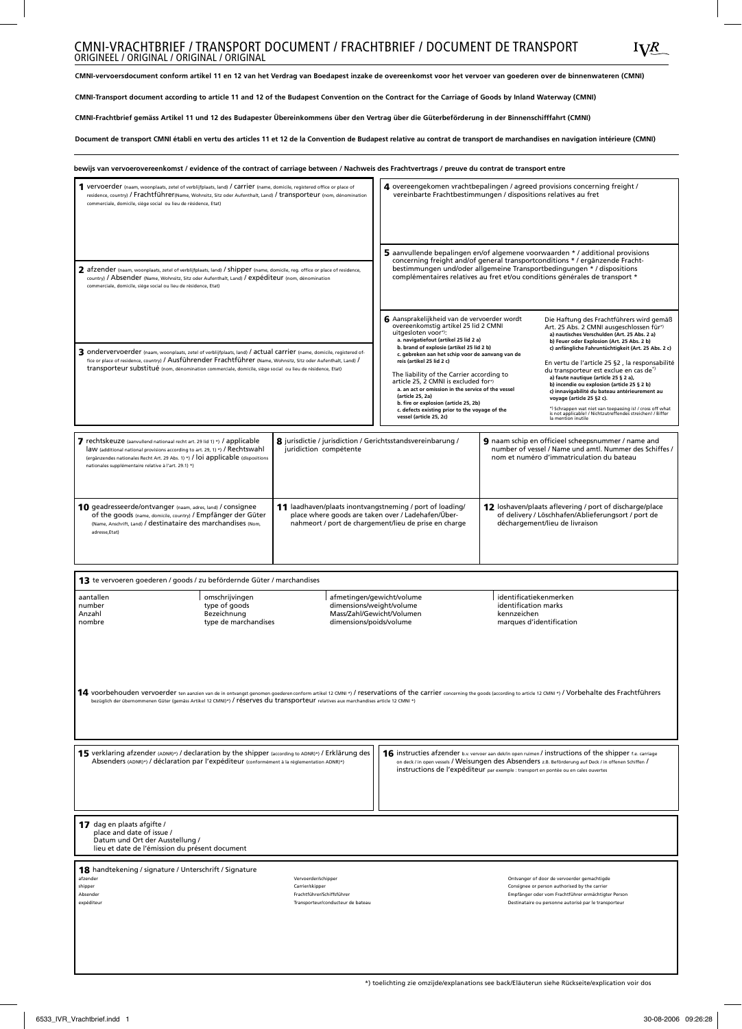# CMNI-VRACHTBRIEF / TRANSPORT DOCUMENT / FRACHTBRIEF / DOCUMENT DE TRANSPORT

ORIGINEEL / ORIGINAL / ORIGINAL / ORIGINAL

IVR

**CMNI-vervoersdocument conform artikel 11 en 12 van het Verdrag van Boedapest inzake de overeenkomst voor het vervoer van goederen over de binnenwateren (CMNI)**

**CMNI-Transport document according to article 11 and 12 of the Budapest Convention on the Contract for the Carriage of Goods by Inland Waterway (CMNI)**

**CMNI-Frachtbrief gemäss Artikel 11 und 12 des Budapester Übereinkommens über den Vertrag über die Güterbeförderung in der Binnenschifffahrt (CMNI)**

**Document de transport CMNI établi en vertu des articles 11 et 12 de la Convention de Budapest relative au contrat de transport de marchandises en navigation intérieure (CMNI)**

**bewijs van vervoerovereenkomst / evidence of the contract of carriage between / Nachweis des Frachtvertrags / preuve du contrat de transport entre**

**1** vervoerder (naam, woonplaats, zetel of verblijfplaats, land) / carrier (name, domicile, registered office or place of residence, country) / Frachtführer (Name, Wohnsitz, Sitz oder Aufenthalt, Land) / transporteur (nom, dénomination commerciale, domicile, siège social ou lieu de résidence, Etat)

**2** afzender (naam, woonplaats, zetel of verblijfplaats, land) / shipper (name, domicile, reg. office or place of residence, country) / Absender (Name, Wohnsitz, Sitz oder Aufenthalt, Land) / expéditeur (nom, dénomination commerciale, domicile, siège social ou lieu de résidence, Etat)

**3** ondervervoerder (naam, woonplaats, zetel of verblijfplaats, land) / actual carrier (name, domicile, registered office or place of residence, country) / Ausführender Frachtführer (Name, Wohnsitz, Sitz oder Aufenthalt, Land) / transporteur substitué (nom, dénomination commerciale, domicile, siège social ou lieu de résidence, Etat)

**4** overeengekomen vrachtbepalingen / agreed provisions concerning freight / vereinbarte Frachtbestimmungen / dispositions relatives au fret

**5** aanvullende bepalingen en/of algemene voorwaarden * / additional provisions concerning freight and/or general transportconditions * / ergänzende Frachtbestimmungen und/oder allgemeine Transportbedingungen * / dispositions complémentaires relatives au fret et/ou conditions générales de transport *

**6** Aansprakelijkheid van de vervoerder wordt overeenkomstig artikel 25 lid 2 CMNI uitgesloten voor*):
**a. navigatiefout (artikel 25 lid 2 a)**
**b. brand of explosie (artikel 25 lid 2 b)**
**c. gebreken aan het schip voor de aanvang van de reis (artikel 25 lid 2 c)**

The liability of the Carrier according to article 25, 2 CMNI is excluded for*)
**a. an act or omission in the service of the vessel (article 25, 2a)**
**b. fire or explosion (article 25, 2b)**
**c. defects existing prior to the voyage of the vessel (article 25, 2c)**

Die Haftung des Frachtführers wird gemäß Art. 25 Abs. 2 CMNI ausgeschlossen für*)
**a) nautisches Verschulden (Art. 25 Abs. 2 a)**
**b) Feuer oder Explosion (Art. 25 Abs. 2 b)**
**c) anfängliche Fahruntüchtigkeit (Art. 25 Abs. 2 c)**

En vertu de l'article 25 §2 , la responsabilité du transporteur est exclue en cas de*)
**a) faute nautique (article 25 § 2 a),**
**b) incendie ou explosion (article 25 § 2 b)**
**c) innavigabilité du bateau antérieurement au voyage (article 25 §2 c).**

*) Schrappen wat niet van toepassing is! / cross off what is not applicable! / Nichtzutreffendes streichen! / Biffer la mention inutile

**7** rechtskeuze (aanvullend nationaal recht art. 29 lid 1) *) / applicable law (additional national provisions according to art. 29, 1) *) / Rechtswahl (ergänzendes nationales Recht Art. 29 Abs. 1) *) / loi applicable (dispositions nationales supplémentaire relative à l'art. 29.1) *)

**8** jurisdictie / jurisdiction / Gerichtsstandsvereinbarung / juridiction compétente

**9** naam schip en officieel scheepsnummer / name and number of vessel / Name und amtl. Nummer des Schiffes / nom et numéro d'immatriculation du bateau

**10** geadresseerde/ontvanger (naam, adres, land) / consignee of the goods (name, domicile, country) / Empfänger der Güter (Name, Anschrift, Land) / destinataire des marchandises (Nom, adresse,Etat)

**11** laadhaven/plaats inontvangstneming / port of loading/ place where goods are taken over / Ladehafen/Übernahmeort / port de chargement/lieu de prise en charge

**12** loshaven/plaats aflevering / port of discharge/place of delivery / Löschhafen/Ablieferungsort / port de déchargement/lieu de livraison

**13** te vervoeren goederen / goods / zu befördernde Güter / marchandises

| aantallen<br>number<br>Anzahl<br>nombre | omschrijvingen<br>type of goods<br>Bezeichnung<br>type de marchandises | afmetingen/gewicht/volume<br>dimensions/weight/volume<br>Mass/Zahl/Gewicht/Volumen<br>dimensions/poids/volume | identificatiekenmerken<br>identification marks<br>kennzeichen<br>marques d'identification |
|---|---|---|---|
| | | | |

**14** voorbehouden vervoerder ten aanzien van de in ontvangst genomen goederen conform artikel 12 CMNI *) / reservations of the carrier concerning the goods (according to article 12 CMNI *) / Vorbehalte des Frachtführers bezüglich der übernommenen Güter (gemäss Artikel 12 CMNI)*) / réserves du transporteur relatives aux marchandises article 12 CMNI *)

**15** verklaring afzender (ADNR)*) / declaration by the shipper (according to ADNR)*) / Erklärung des Absenders (ADNR)*) / déclaration par l'expéditeur (conformément à la réglementation ADNR)*)

**16** instructies afzender b.v. vervoer aan dek/in open ruimen / instructions of the shipper f.e. carriage on deck / in open vessels / Weisungen des Absenders z.B. Beförderung auf Deck / in offenen Schiffen / instructions de l'expéditeur par exemple : transport en pontée ou en cales ouvertes

**17** dag en plaats afgifte / place and date of issue / Datum und Ort der Ausstellung / lieu et date de l'émission du présent document

**18** handtekening / signature / Unterschrift / Signature

| afzender<br>shipper<br>Absender<br>expéditeur | Vervoerder/schipper<br>Carrier/skipper<br>Frachtführer/Schiffsführer<br>Transporteur/conducteur de bateau | Ontvanger of door de vervoerder gemachtigde<br>Consignee or person authorised by the carrier<br>Empfänger oder vom Frachtführer ermächtigter Person<br>Destinataire ou personne autorisé par le transporteur |
|---|---|---|
| | | |

*) toelichting zie omzijde/explanations see back/Eläuterun siehe Rückseite/explication voir dos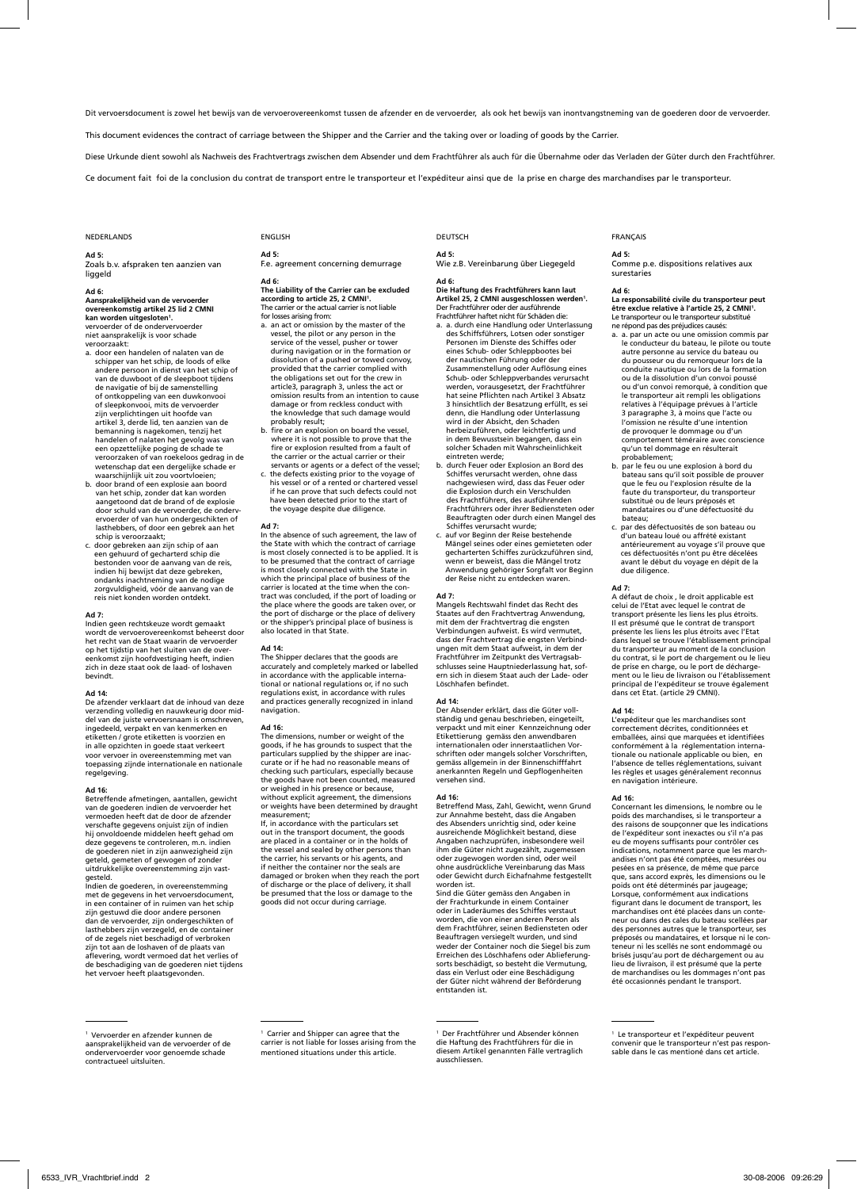Dit vervoersdocument is zowel het bewijs van de vervoerovereenkomst tussen de afzender en de vervoerder, als ook het bewijs van inontvangstneming van de goederen door de vervoerder.

This document evidences the contract of carriage between the Shipper and the Carrier and the taking over or loading of goods by the Carrier.

Diese Urkunde dient sowohl als Nachweis des Frachtvertrags zwischen dem Absender und dem Frachtführer als auch für die Übernahme oder das Verladen der Güter durch den Frachtführer.

Ce document fait foi de la conclusion du contrat de transport entre le transporteur et l'expéditeur ainsi que de la prise en charge des marchandises par le transporteur.

## NEDERLANDS

**Ad 5:**
Zoals b.v. afspraken ten aanzien van liggeld

**Ad 6:**
**Aansprakelijkheid van de vervoerder overeenkomstig artikel 25 lid 2 CMNI kan worden uitgesloten[1].**
vervoerder of de ondervervoerder niet aansprakelijk is voor schade veroorzaakt:

a. door een handelen of nalaten van de schipper van het schip, de loods of elke andere persoon in dienst van het schip of van de duwboot of de sleepboot tijdens de navigatie of bij de samenstelling of ontkoppeling van een duwkonvooi of sleepkonvooi, mits de vervoerder zijn verplichtingen uit hoofde van artikel 3, derde lid, ten aanzien van de bemanning is nagekomen, tenzij het handelen of nalaten het gevolg was van een opzettelijke poging de schade te veroorzaken of van roekeloos gedrag in de wetenschap dat een dergelijke schade er waarschijnlijk uit zou voortvloeien;
b. door brand of een explosie aan boord van het schip, zonder dat kan worden aangetoond dat de brand of de explosie door schuld van de vervoerder, de ondervervoerder of van hun ondergeschikten of lasthebbers, of door een gebrek aan het schip is veroorzaakt;
c. door gebreken aan zijn schip of aan een gehuurd of gecharterd schip die bestonden voor de aanvang van de reis, indien hij bewijst dat deze gebreken, ondanks inachtneming van de nodige zorgvuldigheid, vóór de aanvang van de reis niet konden worden ontdekt.

**Ad 7:**
Indien geen rechtskeuze wordt gemaakt wordt de vervoerovereenkomst beheerst door het recht van de Staat waarin de vervoerder op het tijdstip van het sluiten van de overeenkomst zijn hoofdvestiging heeft, indien zich in deze staat ook de laad- of loshaven bevindt.

**Ad 14:**
De afzender verklaart dat de inhoud van deze verzending volledig en nauwkeurig door middel van de juiste vervoersnaam is omschreven, ingedeeld, verpakt en van kenmerken en etiketten / grote etiketten is voorzien en in alle opzichten in goede staat verkeert voor vervoer in overeenstemming met van toepassing zijnde internationale en nationale regelgeving.

**Ad 16:**
Betreffende afmetingen, aantallen, gewicht van de goederen indien de vervoerder het vermoeden heeft dat de door de afzender verschafte gegevens onjuist zijn of indien hij onvoldoende middelen heeft gehad om deze gegevens te controleren, m.n. indien de goederen niet in zijn aanwezigheid zijn geteld, gemeten of gewogen of zonder uitdrukkelijke overeenstemming zijn vastgesteld.
Indien de goederen, in overeenstemming met de gegevens in het vervoersdocument, in een container of in ruimen van het schip zijn gestuwd die door andere personen dan de vervoerder, zijn ondergeschikten of lasthebbers zijn verzegeld, en de container of de zegels niet beschadigd of verbroken zijn tot aan de loshaven of de plaats van aflevering, wordt vermoed dat het verlies of de beschadiging van de goederen niet tijdens het vervoer heeft plaatsgevonden.

[1] Vervoerder en afzender kunnen de aansprakelijkheid van de vervoerder of de ondervervoerder voor genoemde schade contractueel uitsluiten.

## ENGLISH

**Ad 5:**
F.e. agreement concerning demurrage

**Ad 6:**
**The Liability of the Carrier can be excluded according to article 25, 2 CMNI[1].**
The carrier or the actual carrier is not liable for losses arising from:

a. an act or omission by the master of the vessel, the pilot or any person in the service of the vessel, pusher or tower during navigation or in the formation or dissolution of a pushed or towed convoy, provided that the carrier complied with the obligations set out for the crew in article3, paragraph 3, unless the act or omission results from an intention to cause damage or from reckless conduct with the knowledge that such damage would probably result;
b. fire or an explosion on board the vessel, where it is not possible to prove that the fire or explosion resulted from a fault of the carrier or the actual carrier or their servants or agents or a defect of the vessel;
c. the defects existing prior to the voyage of his vessel or of a rented or chartered vessel if he can prove that such defects could not have been detected prior to the start of the voyage despite due diligence.

**Ad 7:**
In the absence of such agreement, the law of the State with which the contract of carriage is most closely connected is to be applied. It is to be presumed that the contract of carriage is most closely connected with the State in which the principal place of business of the carrier is located at the time when the contract was concluded, if the port of loading or the place where the goods are taken over, or the port of discharge or the place of delivery or the shipper's principal place of business is also located in that State.

**Ad 14:**
The Shipper declares that the goods are accurately and completely marked or labelled in accordance with the applicable international or national regulations or, if no such regulations exist, in accordance with rules and practices generally recognized in inland navigation.

**Ad 16:**
The dimensions, number or weight of the goods, if he has grounds to suspect that the particulars supplied by the shipper are inaccurate or if he had no reasonable means of checking such particulars, especially because the goods have not been counted, measured or weighed in his presence or because, without explicit agreement, the dimensions or weights have been determined by draught measurement;
If, in accordance with the particulars set out in the transport document, the goods are placed in a container or in the holds of the vessel and sealed by other persons than the carrier, his servants or his agents, and if neither the container nor the seals are damaged or broken when they reach the port of discharge or the place of delivery, it shall be presumed that the loss or damage to the goods did not occur during carriage.

[1] Carrier and Shipper can agree that the carrier is not liable for losses arising from the mentioned situations under this article.

## DEUTSCH

**Ad 5:**
Wie z.B. Vereinbarung über Liegegeld

**Ad 6:**
**Die Haftung des Frachtführers kann laut Artikel 25, 2 CMNI ausgeschlossen werden[1].**
Der Frachtführer oder der ausführende Frachtführer haftet nicht für Schäden die:

a. a. durch eine Handlung oder Unterlassung des Schiffsführers, Lotsen oder sonstiger Personen im Dienste des Schiffes oder eines Schub- oder Schleppbootes bei der nautischen Führung oder der Zusammenstellung oder Auflösung eines Schub- oder Schleppverbandes verursacht werden, vorausgesetzt, der Frachtführer hat seine Pflichten nach Artikel 3 Absatz 3 hinsichtlich der Besatzung erfüllt, es sei denn, die Handlung oder Unterlassung wird in der Absicht, den Schaden herbeizuführen, oder leichtfertig und in dem Bewusstsein begangen, dass ein solcher Schaden mit Wahrscheinlichkeit eintreten werde;
b. durch Feuer oder Explosion an Bord des Schiffes verursacht werden, ohne dass nachgewiesen wird, dass das Feuer oder die Explosion durch ein Verschulden des Frachtführers, des ausführenden Frachtführers oder ihrer Bediensteten oder Beauftragten oder durch einen Mangel des Schiffes verursacht wurde;
c. auf vor Beginn der Reise bestehende Mängel seines oder eines gemieteten oder gecharterten Schiffes zurückzuführen sind, wenn er beweist, dass die Mängel trotz Anwendung gehöriger Sorgfalt vor Beginn der Reise nicht zu entdecken waren.

**Ad 7:**
Mangels Rechtswahl findet das Recht des Staates auf den Frachtvertrag Anwendung, mit dem der Frachtvertrag die engsten Verbindungen aufweist. Es wird vermutet, dass der Frachtvertrag die engsten Verbindungen mit dem Staat aufweist, in dem der Frachtführer im Zeitpunkt des Vertragsabschlusses seine Hauptniederlassung hat, sofern sich in diesem Staat auch der Lade- oder Löschhafen befindet.

**Ad 14:**
Der Absender erklärt, dass die Güter vollständig und genau beschrieben, eingeteilt, verpackt und mit einer Kennzeichnung oder Etikettierung gemäss den anwendbaren internationalen oder innerstaatlichen Vorschriften oder mangels solcher Vorschriften, gemäss allgemein in der Binnenschifffahrt anerkannten Regeln und Gepflogenheiten versehen sind.

**Ad 16:**
Betreffend Mass, Zahl, Gewicht, wenn Grund zur Annahme besteht, dass die Angaben des Absenders unrichtig sind, oder keine ausreichende Möglichkeit bestand, diese Angaben nachzuprüfen, insbesondere weil ihm die Güter nicht zugezählt, zugemessen oder zugewogen worden sind, oder weil ohne ausdrückliche Vereinbarung das Mass oder Gewicht durch Eichafnahme festgestellt worden ist.
Sind die Güter gemäss den Angaben in der Frachturkunde in einem Container oder in Laderäumes des Schiffes verstaut worden, die von einer anderen Person als dem Frachtführer, seinen Bediensteten oder Beauftragen versiegelt wurden, und sind weder der Container noch die Siegel bis zum Erreichen des Löschhafens oder Ablieferungsorts beschädigt, so besteht die Vermutung, dass ein Verlust oder eine Beschädigung der Güter nicht während der Beförderung entstanden ist.

[1] Der Frachtführer und Absender können die Haftung des Frachtführers für die in diesem Artikel genannten Fälle vertraglich ausschliessen.

## FRANÇAIS

**Ad 5:**
Comme p.e. dispositions relatives aux surestaries

**Ad 6:**
**La responsabilité civile du transporteur peut être exclue relative à l'article 25, 2 CMNI[1].**
Le transporteur ou le transporteur substitué ne répond pas des préjudices causés:

a. a. par un acte ou une omission commis par le conducteur du bateau, le pilote ou toute autre personne au service du bateau ou du pousseur ou du remorqueur lors de la conduite nautique ou lors de la formation ou de la dissolution d'un convoi poussé ou d'un convoi remorqué, à condition que le transporteur ait rempli les obligations relatives à l'équipage prévues à l'article 3 paragraphe 3, à moins que l'acte ou l'omission ne résulte d'une intention de provoquer le dommage ou d'un comportement téméraire avec conscience qu'un tel dommage en résulterait probablement;
b. par le feu ou une explosion à bord du bateau sans qu'il soit possible de prouver que le feu ou l'explosion résulte de la faute du transporteur, du transporteur substitué ou de leurs préposés et mandataires ou d'une défectuosité du bateau;
c. par des défectuosités de son bateau ou d'un bateau loué ou affrété existant antérieurement au voyage s'il prouve que ces défectuosités n'ont pu être décelées avant le début du voyage en dépit de la due diligence.

**Ad 7:**
A défaut de choix , le droit applicable est celui de l'Etat avec lequel le contrat de transport présente les liens les plus étroits. Il est présumé que le contrat de transport présente les liens les plus étroits avec l'Etat dans lequel se trouve l'établissement principal du transporteur au moment de la conclusion du contrat, si le port de chargement ou le lieu de prise en charge, ou le port de déchargement ou le lieu de livraison ou l'établissement principal de l'expéditeur se trouve également dans cet Etat. (article 29 CMNI).

**Ad 14:**
L'expéditeur que les marchandises sont correctement décrites, conditionnées et emballées, ainsi que marquées et identifiées conformément à la réglementation internationale ou nationale applicable ou bien, en l'absence de telles réglementations, suivant les règles et usages généralement reconnus en navigation intérieure.

**Ad 16:**
Concernant les dimensions, le nombre ou le poids des marchandises, si le transporteur a des raisons de soupçonner que les indications de l'expéditeur sont inexactes ou s'il n'a pas eu de moyens suffisants pour contrôler ces indications, notamment parce que les marchandises n'ont pas été comptées, mesurées ou pesées en sa présence, de même que parce que, sans accord exprès, les dimensions ou le poids ont été déterminés par jaugeage;
Lorsque, conformément aux indications figurant dans le document de transport, les marchandises ont été placées dans un conteneur ou dans des cales du bateau scellées par des personnes autres que le transporteur, ses préposés ou mandataires, et lorsque ni le conteneur ni les scellés ne sont endommagé ou brisés jusqu'au port de déchargement ou au lieu de livraison, il est présumé que la perte de marchandises ou les dommages n'ont pas été occasionnés pendant le transport.

[1] Le transporteur et l'expéditeur peuvent convenir que le transporteur n'est pas responsable dans le cas mentioné dans cet article.